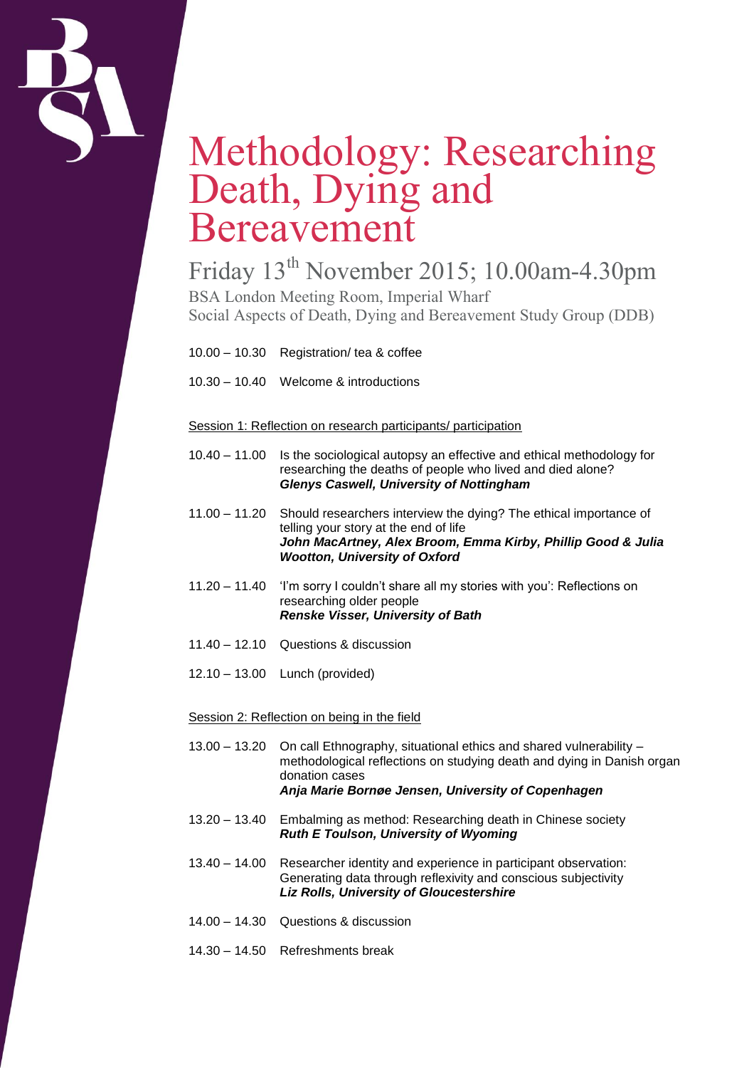# Methodology: Researching Death, Dying and Bereavement

## Friday 13th November 2015; 10.00am-4.30pm

BSA London Meeting Room, Imperial Wharf
Social Aspects of Death, Dying and Bereavement Study Group (DDB)

10.00 – 10.30 Registration/ tea & coffee

10.30 – 10.40 Welcome & introductions

Session 1: Reflection on research participants/ participation

10.40 – 11.00 Is the sociological autopsy an effective and ethical methodology for researching the deaths of people who lived and died alone?
***Glenys Caswell, University of Nottingham***

11.00 – 11.20 Should researchers interview the dying? The ethical importance of telling your story at the end of life
***John MacArtney, Alex Broom, Emma Kirby, Phillip Good & Julia Wootton, University of Oxford***

11.20 – 11.40 'I'm sorry I couldn't share all my stories with you': Reflections on researching older people
***Renske Visser, University of Bath***

11.40 – 12.10 Questions & discussion

12.10 – 13.00 Lunch (provided)

Session 2: Reflection on being in the field

13.00 – 13.20 On call Ethnography, situational ethics and shared vulnerability – methodological reflections on studying death and dying in Danish organ donation cases
***Anja Marie Bornøe Jensen, University of Copenhagen***

13.20 – 13.40 Embalming as method: Researching death in Chinese society
***Ruth E Toulson, University of Wyoming***

13.40 – 14.00 Researcher identity and experience in participant observation: Generating data through reflexivity and conscious subjectivity
***Liz Rolls, University of Gloucestershire***

14.00 – 14.30 Questions & discussion

14.30 – 14.50 Refreshments break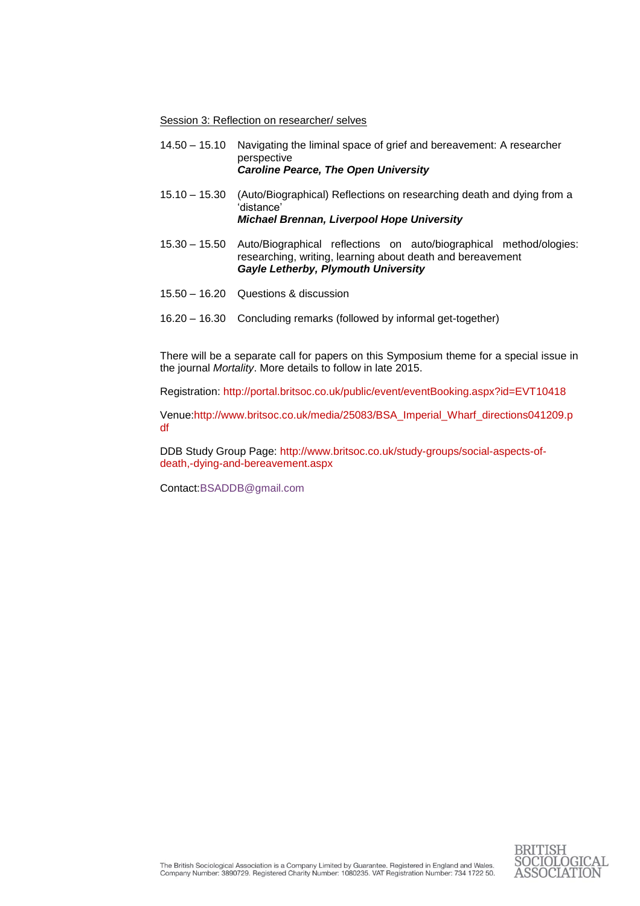Session 3: Reflection on researcher/ selves

14.50 – 15.10 Navigating the liminal space of grief and bereavement: A researcher perspective
***Caroline Pearce, The Open University***

15.10 – 15.30 (Auto/Biographical) Reflections on researching death and dying from a 'distance'
***Michael Brennan, Liverpool Hope University***

15.30 – 15.50 Auto/Biographical reflections on auto/biographical method/ologies: researching, writing, learning about death and bereavement
***Gayle Letherby, Plymouth University***

15.50 – 16.20 Questions & discussion

16.20 – 16.30 Concluding remarks (followed by informal get-together)

There will be a separate call for papers on this Symposium theme for a special issue in the journal *Mortality*. More details to follow in late 2015.

Registration: http://portal.britsoc.co.uk/public/event/eventBooking.aspx?id=EVT10418

Venue:http://www.britsoc.co.uk/media/25083/BSA_Imperial_Wharf_directions041209.pdf

DDB Study Group Page: http://www.britsoc.co.uk/study-groups/social-aspects-of-death,-dying-and-bereavement.aspx

Contact:BSADDB@gmail.com

The British Sociological Association is a Company Limited by Guarantee. Registered in England and Wales. Company Number: 3890729. Registered Charity Number: 1080235. VAT Registration Number: 734 1722 50.

BRITISH SOCIOLOGICAL ASSOCIATION